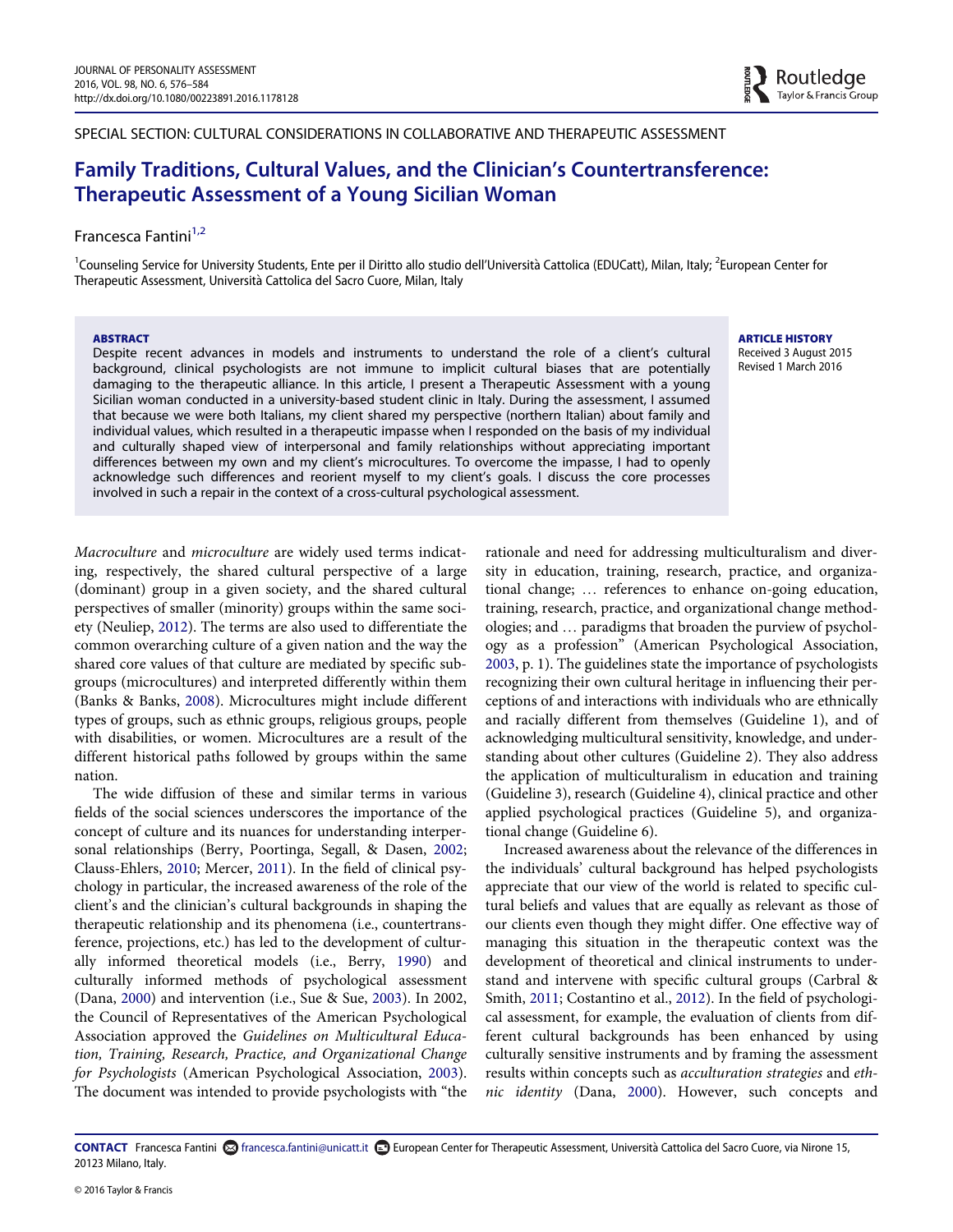SPECIAL SECTION: CULTURAL CONSIDERATIONS IN COLLABORATIVE AND THERAPEUTIC ASSESSMENT

# Family Traditions, Cultural Values, and the Clinician's Countertransference: Therapeutic Assessment of a Young Sicilian Woman

Francesca Fantini[1,2]

[1]Counseling Service for University Students, Ente per il Diritto allo studio dell'Università Cattolica (EDUCatt), Milan, Italy; [2]European Center for Therapeutic Assessment, Università Cattolica del Sacro Cuore, Milan, Italy

**ABSTRACT**

Despite recent advances in models and instruments to understand the role of a client's cultural background, clinical psychologists are not immune to implicit cultural biases that are potentially damaging to the therapeutic alliance. In this article, I present a Therapeutic Assessment with a young Sicilian woman conducted in a university-based student clinic in Italy. During the assessment, I assumed that because we were both Italians, my client shared my perspective (northern Italian) about family and individual values, which resulted in a therapeutic impasse when I responded on the basis of my individual and culturally shaped view of interpersonal and family relationships without appreciating important differences between my own and my client's microcultures. To overcome the impasse, I had to openly acknowledge such differences and reorient myself to my client's goals. I discuss the core processes involved in such a repair in the context of a cross-cultural psychological assessment.

**ARTICLE HISTORY**

Received 3 August 2015
Revised 1 March 2016

*Macroculture* and *microculture* are widely used terms indicating, respectively, the shared cultural perspective of a large (dominant) group in a given society, and the shared cultural perspectives of smaller (minority) groups within the same society (Neuliep, 2012). The terms are also used to differentiate the common overarching culture of a given nation and the way the shared core values of that culture are mediated by specific subgroups (microcultures) and interpreted differently within them (Banks & Banks, 2008). Microcultures might include different types of groups, such as ethnic groups, religious groups, people with disabilities, or women. Microcultures are a result of the different historical paths followed by groups within the same nation.

The wide diffusion of these and similar terms in various fields of the social sciences underscores the importance of the concept of culture and its nuances for understanding interpersonal relationships (Berry, Poortinga, Segall, & Dasen, 2002; Clauss-Ehlers, 2010; Mercer, 2011). In the field of clinical psychology in particular, the increased awareness of the role of the client's and the clinician's cultural backgrounds in shaping the therapeutic relationship and its phenomena (i.e., countertransference, projections, etc.) has led to the development of culturally informed theoretical models (i.e., Berry, 1990) and culturally informed methods of psychological assessment (Dana, 2000) and intervention (i.e., Sue & Sue, 2003). In 2002, the Council of Representatives of the American Psychological Association approved the *Guidelines on Multicultural Education, Training, Research, Practice, and Organizational Change for Psychologists* (American Psychological Association, 2003). The document was intended to provide psychologists with "the rationale and need for addressing multiculturalism and diversity in education, training, research, practice, and organizational change; … references to enhance on-going education, training, research, practice, and organizational change methodologies; and … paradigms that broaden the purview of psychology as a profession" (American Psychological Association, 2003, p. 1). The guidelines state the importance of psychologists recognizing their own cultural heritage in influencing their perceptions of and interactions with individuals who are ethnically and racially different from themselves (Guideline 1), and of acknowledging multicultural sensitivity, knowledge, and understanding about other cultures (Guideline 2). They also address the application of multiculturalism in education and training (Guideline 3), research (Guideline 4), clinical practice and other applied psychological practices (Guideline 5), and organizational change (Guideline 6).

Increased awareness about the relevance of the differences in the individuals' cultural background has helped psychologists appreciate that our view of the world is related to specific cultural beliefs and values that are equally as relevant as those of our clients even though they might differ. One effective way of managing this situation in the therapeutic context was the development of theoretical and clinical instruments to understand and intervene with specific cultural groups (Carbral & Smith, 2011; Costantino et al., 2012). In the field of psychological assessment, for example, the evaluation of clients from different cultural backgrounds has been enhanced by using culturally sensitive instruments and by framing the assessment results within concepts such as *acculturation strategies* and *ethnic identity* (Dana, 2000). However, such concepts and

**CONTACT** Francesca Fantini francesca.fantini@unicatt.it European Center for Therapeutic Assessment, Università Cattolica del Sacro Cuore, via Nirone 15, 20123 Milano, Italy.

© 2016 Taylor & Francis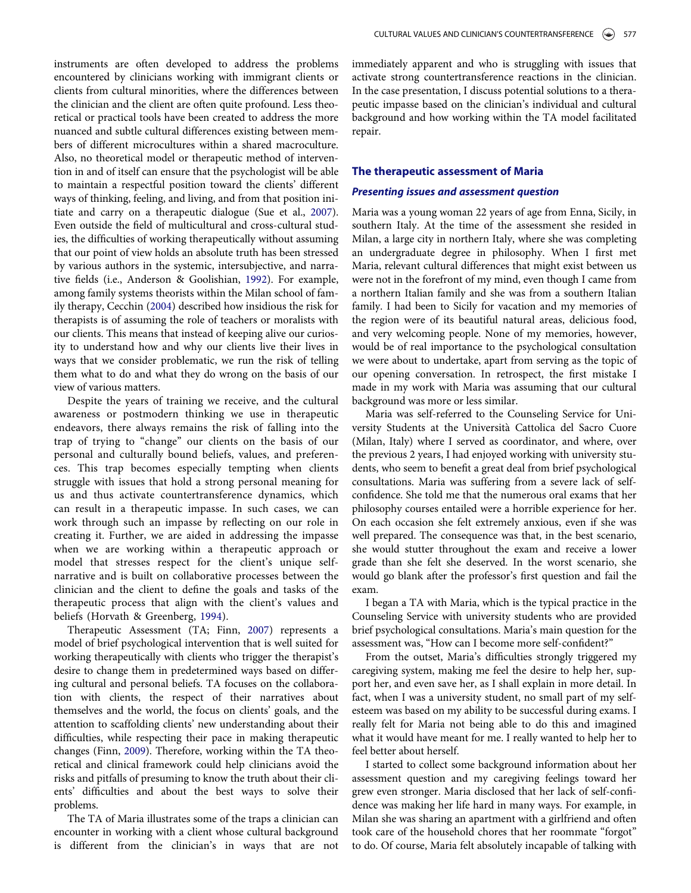instruments are often developed to address the problems encountered by clinicians working with immigrant clients or clients from cultural minorities, where the differences between the clinician and the client are often quite profound. Less theoretical or practical tools have been created to address the more nuanced and subtle cultural differences existing between members of different microcultures within a shared macroculture. Also, no theoretical model or therapeutic method of intervention in and of itself can ensure that the psychologist will be able to maintain a respectful position toward the clients' different ways of thinking, feeling, and living, and from that position initiate and carry on a therapeutic dialogue (Sue et al., 2007). Even outside the field of multicultural and cross-cultural studies, the difficulties of working therapeutically without assuming that our point of view holds an absolute truth has been stressed by various authors in the systemic, intersubjective, and narrative fields (i.e., Anderson & Goolishian, 1992). For example, among family systems theorists within the Milan school of family therapy, Cecchin (2004) described how insidious the risk for therapists is of assuming the role of teachers or moralists with our clients. This means that instead of keeping alive our curiosity to understand how and why our clients live their lives in ways that we consider problematic, we run the risk of telling them what to do and what they do wrong on the basis of our view of various matters.

Despite the years of training we receive, and the cultural awareness or postmodern thinking we use in therapeutic endeavors, there always remains the risk of falling into the trap of trying to "change" our clients on the basis of our personal and culturally bound beliefs, values, and preferences. This trap becomes especially tempting when clients struggle with issues that hold a strong personal meaning for us and thus activate countertransference dynamics, which can result in a therapeutic impasse. In such cases, we can work through such an impasse by reflecting on our role in creating it. Further, we are aided in addressing the impasse when we are working within a therapeutic approach or model that stresses respect for the client's unique self-narrative and is built on collaborative processes between the clinician and the client to define the goals and tasks of the therapeutic process that align with the client's values and beliefs (Horvath & Greenberg, 1994).

Therapeutic Assessment (TA; Finn, 2007) represents a model of brief psychological intervention that is well suited for working therapeutically with clients who trigger the therapist's desire to change them in predetermined ways based on differing cultural and personal beliefs. TA focuses on the collaboration with clients, the respect of their narratives about themselves and the world, the focus on clients' goals, and the attention to scaffolding clients' new understanding about their difficulties, while respecting their pace in making therapeutic changes (Finn, 2009). Therefore, working within the TA theoretical and clinical framework could help clinicians avoid the risks and pitfalls of presuming to know the truth about their clients' difficulties and about the best ways to solve their problems.

The TA of Maria illustrates some of the traps a clinician can encounter in working with a client whose cultural background is different from the clinician's in ways that are not immediately apparent and who is struggling with issues that activate strong countertransference reactions in the clinician. In the case presentation, I discuss potential solutions to a therapeutic impasse based on the clinician's individual and cultural background and how working within the TA model facilitated repair.

## The therapeutic assessment of Maria

### Presenting issues and assessment question

Maria was a young woman 22 years of age from Enna, Sicily, in southern Italy. At the time of the assessment she resided in Milan, a large city in northern Italy, where she was completing an undergraduate degree in philosophy. When I first met Maria, relevant cultural differences that might exist between us were not in the forefront of my mind, even though I came from a northern Italian family and she was from a southern Italian family. I had been to Sicily for vacation and my memories of the region were of its beautiful natural areas, delicious food, and very welcoming people. None of my memories, however, would be of real importance to the psychological consultation we were about to undertake, apart from serving as the topic of our opening conversation. In retrospect, the first mistake I made in my work with Maria was assuming that our cultural background was more or less similar.

Maria was self-referred to the Counseling Service for University Students at the Università Cattolica del Sacro Cuore (Milan, Italy) where I served as coordinator, and where, over the previous 2 years, I had enjoyed working with university students, who seem to benefit a great deal from brief psychological consultations. Maria was suffering from a severe lack of self-confidence. She told me that the numerous oral exams that her philosophy courses entailed were a horrible experience for her. On each occasion she felt extremely anxious, even if she was well prepared. The consequence was that, in the best scenario, she would stutter throughout the exam and receive a lower grade than she felt she deserved. In the worst scenario, she would go blank after the professor's first question and fail the exam.

I began a TA with Maria, which is the typical practice in the Counseling Service with university students who are provided brief psychological consultations. Maria's main question for the assessment was, "How can I become more self-confident?"

From the outset, Maria's difficulties strongly triggered my caregiving system, making me feel the desire to help her, support her, and even save her, as I shall explain in more detail. In fact, when I was a university student, no small part of my self-esteem was based on my ability to be successful during exams. I really felt for Maria not being able to do this and imagined what it would have meant for me. I really wanted to help her to feel better about herself.

I started to collect some background information about her assessment question and my caregiving feelings toward her grew even stronger. Maria disclosed that her lack of self-confidence was making her life hard in many ways. For example, in Milan she was sharing an apartment with a girlfriend and often took care of the household chores that her roommate "forgot" to do. Of course, Maria felt absolutely incapable of talking with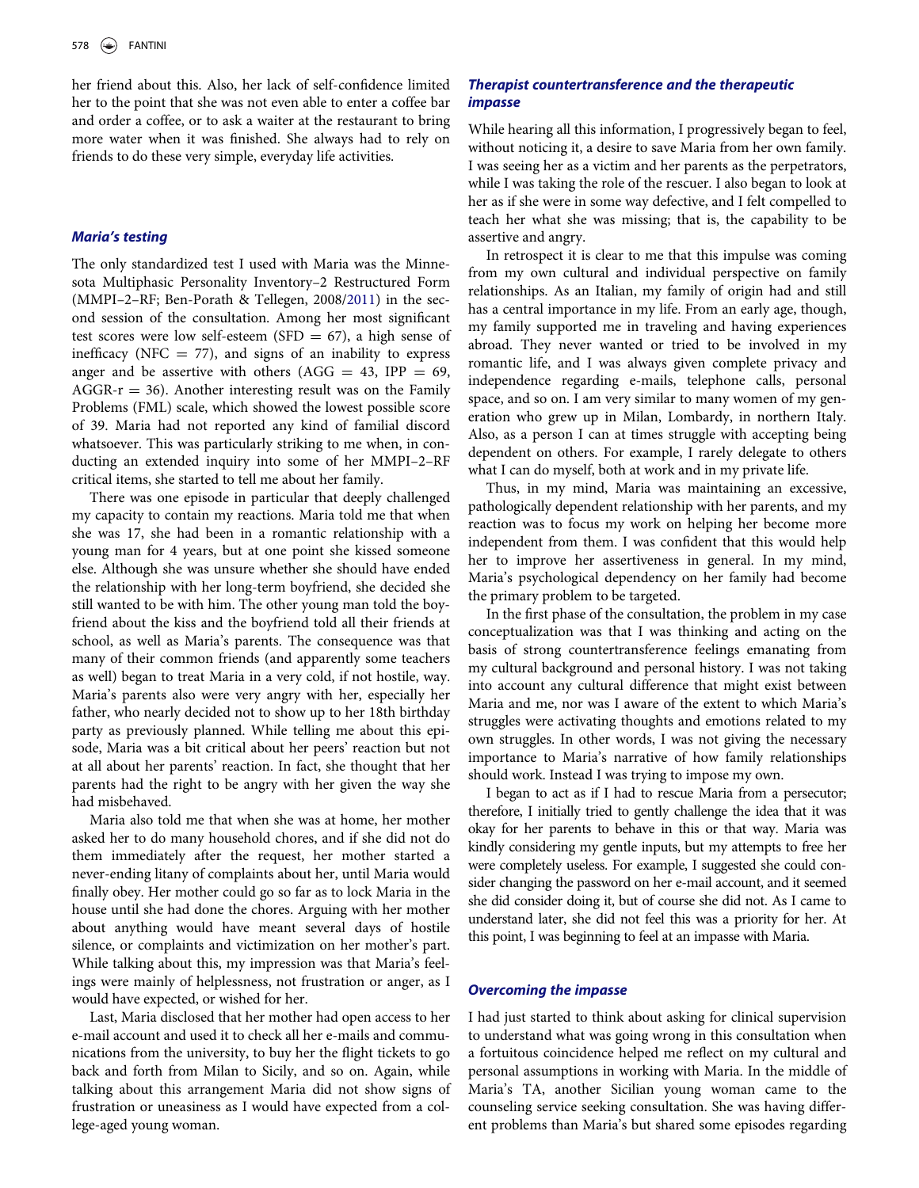her friend about this. Also, her lack of self-confidence limited her to the point that she was not even able to enter a coffee bar and order a coffee, or to ask a waiter at the restaurant to bring more water when it was finished. She always had to rely on friends to do these very simple, everyday life activities.

### *Maria's testing*

The only standardized test I used with Maria was the Minnesota Multiphasic Personality Inventory–2 Restructured Form (MMPI–2–RF; Ben-Porath & Tellegen, 2008/2011) in the second session of the consultation. Among her most significant test scores were low self-esteem (SFD = 67), a high sense of inefficacy (NFC = 77), and signs of an inability to express anger and be assertive with others (AGG = 43, IPP = 69, AGGR-r = 36). Another interesting result was on the Family Problems (FML) scale, which showed the lowest possible score of 39. Maria had not reported any kind of familial discord whatsoever. This was particularly striking to me when, in conducting an extended inquiry into some of her MMPI–2–RF critical items, she started to tell me about her family.

There was one episode in particular that deeply challenged my capacity to contain my reactions. Maria told me that when she was 17, she had been in a romantic relationship with a young man for 4 years, but at one point she kissed someone else. Although she was unsure whether she should have ended the relationship with her long-term boyfriend, she decided she still wanted to be with him. The other young man told the boyfriend about the kiss and the boyfriend told all their friends at school, as well as Maria's parents. The consequence was that many of their common friends (and apparently some teachers as well) began to treat Maria in a very cold, if not hostile, way. Maria's parents also were very angry with her, especially her father, who nearly decided not to show up to her 18th birthday party as previously planned. While telling me about this episode, Maria was a bit critical about her peers' reaction but not at all about her parents' reaction. In fact, she thought that her parents had the right to be angry with her given the way she had misbehaved.

Maria also told me that when she was at home, her mother asked her to do many household chores, and if she did not do them immediately after the request, her mother started a never-ending litany of complaints about her, until Maria would finally obey. Her mother could go so far as to lock Maria in the house until she had done the chores. Arguing with her mother about anything would have meant several days of hostile silence, or complaints and victimization on her mother's part. While talking about this, my impression was that Maria's feelings were mainly of helplessness, not frustration or anger, as I would have expected, or wished for her.

Last, Maria disclosed that her mother had open access to her e-mail account and used it to check all her e-mails and communications from the university, to buy her the flight tickets to go back and forth from Milan to Sicily, and so on. Again, while talking about this arrangement Maria did not show signs of frustration or uneasiness as I would have expected from a college-aged young woman.

### *Therapist countertransference and the therapeutic impasse*

While hearing all this information, I progressively began to feel, without noticing it, a desire to save Maria from her own family. I was seeing her as a victim and her parents as the perpetrators, while I was taking the role of the rescuer. I also began to look at her as if she were in some way defective, and I felt compelled to teach her what she was missing; that is, the capability to be assertive and angry.

In retrospect it is clear to me that this impulse was coming from my own cultural and individual perspective on family relationships. As an Italian, my family of origin had and still has a central importance in my life. From an early age, though, my family supported me in traveling and having experiences abroad. They never wanted or tried to be involved in my romantic life, and I was always given complete privacy and independence regarding e-mails, telephone calls, personal space, and so on. I am very similar to many women of my generation who grew up in Milan, Lombardy, in northern Italy. Also, as a person I can at times struggle with accepting being dependent on others. For example, I rarely delegate to others what I can do myself, both at work and in my private life.

Thus, in my mind, Maria was maintaining an excessive, pathologically dependent relationship with her parents, and my reaction was to focus my work on helping her become more independent from them. I was confident that this would help her to improve her assertiveness in general. In my mind, Maria's psychological dependency on her family had become the primary problem to be targeted.

In the first phase of the consultation, the problem in my case conceptualization was that I was thinking and acting on the basis of strong countertransference feelings emanating from my cultural background and personal history. I was not taking into account any cultural difference that might exist between Maria and me, nor was I aware of the extent to which Maria's struggles were activating thoughts and emotions related to my own struggles. In other words, I was not giving the necessary importance to Maria's narrative of how family relationships should work. Instead I was trying to impose my own.

I began to act as if I had to rescue Maria from a persecutor; therefore, I initially tried to gently challenge the idea that it was okay for her parents to behave in this or that way. Maria was kindly considering my gentle inputs, but my attempts to free her were completely useless. For example, I suggested she could consider changing the password on her e-mail account, and it seemed she did consider doing it, but of course she did not. As I came to understand later, she did not feel this was a priority for her. At this point, I was beginning to feel at an impasse with Maria.

### *Overcoming the impasse*

I had just started to think about asking for clinical supervision to understand what was going wrong in this consultation when a fortuitous coincidence helped me reflect on my cultural and personal assumptions in working with Maria. In the middle of Maria's TA, another Sicilian young woman came to the counseling service seeking consultation. She was having different problems than Maria's but shared some episodes regarding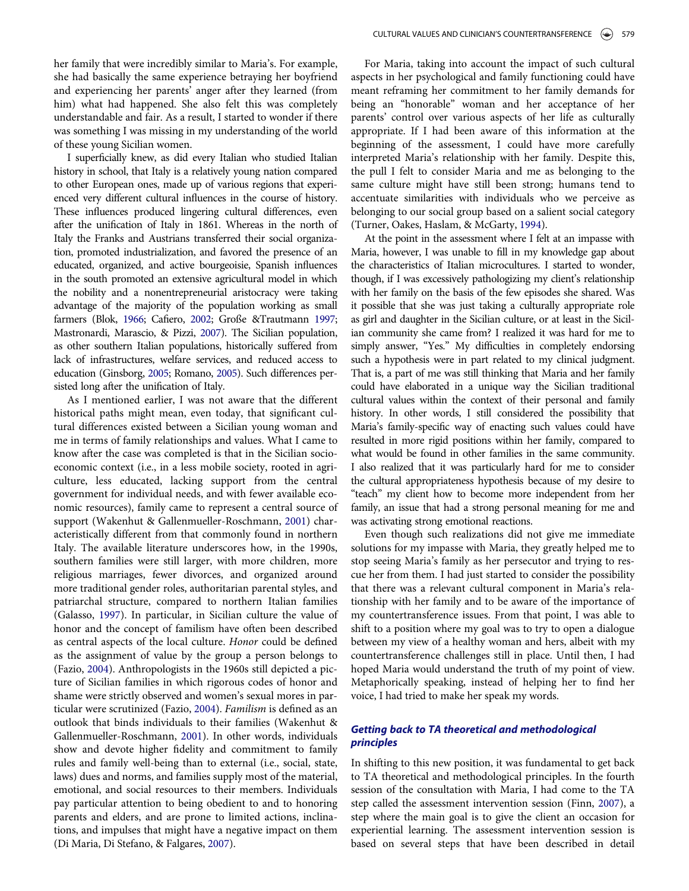her family that were incredibly similar to Maria's. For example, she had basically the same experience betraying her boyfriend and experiencing her parents' anger after they learned (from him) what had happened. She also felt this was completely understandable and fair. As a result, I started to wonder if there was something I was missing in my understanding of the world of these young Sicilian women.

I superficially knew, as did every Italian who studied Italian history in school, that Italy is a relatively young nation compared to other European ones, made up of various regions that experienced very different cultural influences in the course of history. These influences produced lingering cultural differences, even after the unification of Italy in 1861. Whereas in the north of Italy the Franks and Austrians transferred their social organization, promoted industrialization, and favored the presence of an educated, organized, and active bourgeoisie, Spanish influences in the south promoted an extensive agricultural model in which the nobility and a nonentrepreneurial aristocracy were taking advantage of the majority of the population working as small farmers (Blok, 1966; Cafiero, 2002; Große &Trautmann 1997; Mastronardi, Marascio, & Pizzi, 2007). The Sicilian population, as other southern Italian populations, historically suffered from lack of infrastructures, welfare services, and reduced access to education (Ginsborg, 2005; Romano, 2005). Such differences persisted long after the unification of Italy.

As I mentioned earlier, I was not aware that the different historical paths might mean, even today, that significant cultural differences existed between a Sicilian young woman and me in terms of family relationships and values. What I came to know after the case was completed is that in the Sicilian socioeconomic context (i.e., in a less mobile society, rooted in agriculture, less educated, lacking support from the central government for individual needs, and with fewer available economic resources), family came to represent a central source of support (Wakenhut & Gallenmueller-Roschmann, 2001) characteristically different from that commonly found in northern Italy. The available literature underscores how, in the 1990s, southern families were still larger, with more children, more religious marriages, fewer divorces, and organized around more traditional gender roles, authoritarian parental styles, and patriarchal structure, compared to northern Italian families (Galasso, 1997). In particular, in Sicilian culture the value of honor and the concept of familism have often been described as central aspects of the local culture. *Honor* could be defined as the assignment of value by the group a person belongs to (Fazio, 2004). Anthropologists in the 1960s still depicted a picture of Sicilian families in which rigorous codes of honor and shame were strictly observed and women's sexual mores in particular were scrutinized (Fazio, 2004). *Familism* is defined as an outlook that binds individuals to their families (Wakenhut & Gallenmueller-Roschmann, 2001). In other words, individuals show and devote higher fidelity and commitment to family rules and family well-being than to external (i.e., social, state, laws) dues and norms, and families supply most of the material, emotional, and social resources to their members. Individuals pay particular attention to being obedient to and to honoring parents and elders, and are prone to limited actions, inclinations, and impulses that might have a negative impact on them (Di Maria, Di Stefano, & Falgares, 2007).

For Maria, taking into account the impact of such cultural aspects in her psychological and family functioning could have meant reframing her commitment to her family demands for being an "honorable" woman and her acceptance of her parents' control over various aspects of her life as culturally appropriate. If I had been aware of this information at the beginning of the assessment, I could have more carefully interpreted Maria's relationship with her family. Despite this, the pull I felt to consider Maria and me as belonging to the same culture might have still been strong; humans tend to accentuate similarities with individuals who we perceive as belonging to our social group based on a salient social category (Turner, Oakes, Haslam, & McGarty, 1994).

At the point in the assessment where I felt at an impasse with Maria, however, I was unable to fill in my knowledge gap about the characteristics of Italian microcultures. I started to wonder, though, if I was excessively pathologizing my client's relationship with her family on the basis of the few episodes she shared. Was it possible that she was just taking a culturally appropriate role as girl and daughter in the Sicilian culture, or at least in the Sicilian community she came from? I realized it was hard for me to simply answer, "Yes." My difficulties in completely endorsing such a hypothesis were in part related to my clinical judgment. That is, a part of me was still thinking that Maria and her family could have elaborated in a unique way the Sicilian traditional cultural values within the context of their personal and family history. In other words, I still considered the possibility that Maria's family-specific way of enacting such values could have resulted in more rigid positions within her family, compared to what would be found in other families in the same community. I also realized that it was particularly hard for me to consider the cultural appropriateness hypothesis because of my desire to "teach" my client how to become more independent from her family, an issue that had a strong personal meaning for me and was activating strong emotional reactions.

Even though such realizations did not give me immediate solutions for my impasse with Maria, they greatly helped me to stop seeing Maria's family as her persecutor and trying to rescue her from them. I had just started to consider the possibility that there was a relevant cultural component in Maria's relationship with her family and to be aware of the importance of my countertransference issues. From that point, I was able to shift to a position where my goal was to try to open a dialogue between my view of a healthy woman and hers, albeit with my countertransference challenges still in place. Until then, I had hoped Maria would understand the truth of my point of view. Metaphorically speaking, instead of helping her to find her voice, I had tried to make her speak my words.

## *Getting back to TA theoretical and methodological principles*

In shifting to this new position, it was fundamental to get back to TA theoretical and methodological principles. In the fourth session of the consultation with Maria, I had come to the TA step called the assessment intervention session (Finn, 2007), a step where the main goal is to give the client an occasion for experiential learning. The assessment intervention session is based on several steps that have been described in detail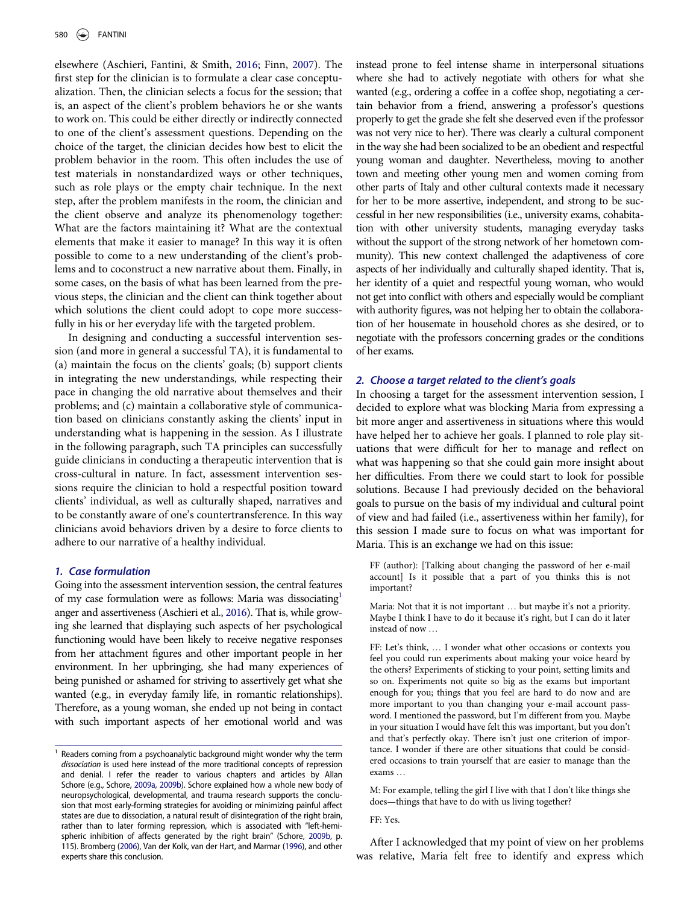elsewhere (Aschieri, Fantini, & Smith, 2016; Finn, 2007). The first step for the clinician is to formulate a clear case conceptualization. Then, the clinician selects a focus for the session; that is, an aspect of the client's problem behaviors he or she wants to work on. This could be either directly or indirectly connected to one of the client's assessment questions. Depending on the choice of the target, the clinician decides how best to elicit the problem behavior in the room. This often includes the use of test materials in nonstandardized ways or other techniques, such as role plays or the empty chair technique. In the next step, after the problem manifests in the room, the clinician and the client observe and analyze its phenomenology together: What are the factors maintaining it? What are the contextual elements that make it easier to manage? In this way it is often possible to come to a new understanding of the client's problems and to coconstruct a new narrative about them. Finally, in some cases, on the basis of what has been learned from the previous steps, the clinician and the client can think together about which solutions the client could adopt to cope more successfully in his or her everyday life with the targeted problem.

In designing and conducting a successful intervention session (and more in general a successful TA), it is fundamental to (a) maintain the focus on the clients' goals; (b) support clients in integrating the new understandings, while respecting their pace in changing the old narrative about themselves and their problems; and (c) maintain a collaborative style of communication based on clinicians constantly asking the clients' input in understanding what is happening in the session. As I illustrate in the following paragraph, such TA principles can successfully guide clinicians in conducting a therapeutic intervention that is cross-cultural in nature. In fact, assessment intervention sessions require the clinician to hold a respectful position toward clients' individual, as well as culturally shaped, narratives and to be constantly aware of one's countertransference. In this way clinicians avoid behaviors driven by a desire to force clients to adhere to our narrative of a healthy individual.

### 1. Case formulation

Going into the assessment intervention session, the central features of my case formulation were as follows: Maria was dissociating[1] anger and assertiveness (Aschieri et al., 2016). That is, while growing up she learned that displaying such aspects of her psychological functioning would have been likely to receive negative responses from her attachment figures and other important people in her environment. In her upbringing, she had many experiences of being punished or ashamed for striving to assertively get what she wanted (e.g., in everyday family life, in romantic relationships). Therefore, as a young woman, she ended up not being in contact with such important aspects of her emotional world and was instead prone to feel intense shame in interpersonal situations where she had to actively negotiate with others for what she wanted (e.g., ordering a coffee in a coffee shop, negotiating a certain behavior from a friend, answering a professor's questions properly to get the grade she felt she deserved even if the professor was not very nice to her). There was clearly a cultural component in the way she had been socialized to be an obedient and respectful young woman and daughter. Nevertheless, moving to another town and meeting other young men and women coming from other parts of Italy and other cultural contexts made it necessary for her to be more assertive, independent, and strong to be successful in her new responsibilities (i.e., university exams, cohabitation with other university students, managing everyday tasks without the support of the strong network of her hometown community). This new context challenged the adaptiveness of core aspects of her individually and culturally shaped identity. That is, her identity of a quiet and respectful young woman, who would not get into conflict with others and especially would be compliant with authority figures, was not helping her to obtain the collaboration of her housemate in household chores as she desired, or to negotiate with the professors concerning grades or the conditions of her exams.

### 2. Choose a target related to the client's goals

In choosing a target for the assessment intervention session, I decided to explore what was blocking Maria from expressing a bit more anger and assertiveness in situations where this would have helped her to achieve her goals. I planned to role play situations that were difficult for her to manage and reflect on what was happening so that she could gain more insight about her difficulties. From there we could start to look for possible solutions. Because I had previously decided on the behavioral goals to pursue on the basis of my individual and cultural point of view and had failed (i.e., assertiveness within her family), for this session I made sure to focus on what was important for Maria. This is an exchange we had on this issue:

> FF (author): [Talking about changing the password of her e-mail account] Is it possible that a part of you thinks this is not important?
>
> Maria: Not that it is not important … but maybe it's not a priority. Maybe I think I have to do it because it's right, but I can do it later instead of now …
>
> FF: Let's think, … I wonder what other occasions or contexts you feel you could run experiments about making your voice heard by the others? Experiments of sticking to your point, setting limits and so on. Experiments not quite so big as the exams but important enough for you; things that you feel are hard to do now and are more important to you than changing your e-mail account password. I mentioned the password, but I'm different from you. Maybe in your situation I would have felt this was important, but you don't and that's perfectly okay. There isn't just one criterion of importance. I wonder if there are other situations that could be considered occasions to train yourself that are easier to manage than the exams …
>
> M: For example, telling the girl I live with that I don't like things she does—things that have to do with us living together?
>
> FF: Yes.

After I acknowledged that my point of view on her problems was relative, Maria felt free to identify and express which

[1] Readers coming from a psychoanalytic background might wonder why the term *dissociation* is used here instead of the more traditional concepts of repression and denial. I refer the reader to various chapters and articles by Allan Schore (e.g., Schore, 2009a, 2009b). Schore explained how a whole new body of neuropsychological, developmental, and trauma research supports the conclusion that most early-forming strategies for avoiding or minimizing painful affect states are due to dissociation, a natural result of disintegration of the right brain, rather than to later forming repression, which is associated with "left-hemispheric inhibition of affects generated by the right brain" (Schore, 2009b, p. 115). Bromberg (2006), Van der Kolk, van der Hart, and Marmar (1996), and other experts share this conclusion.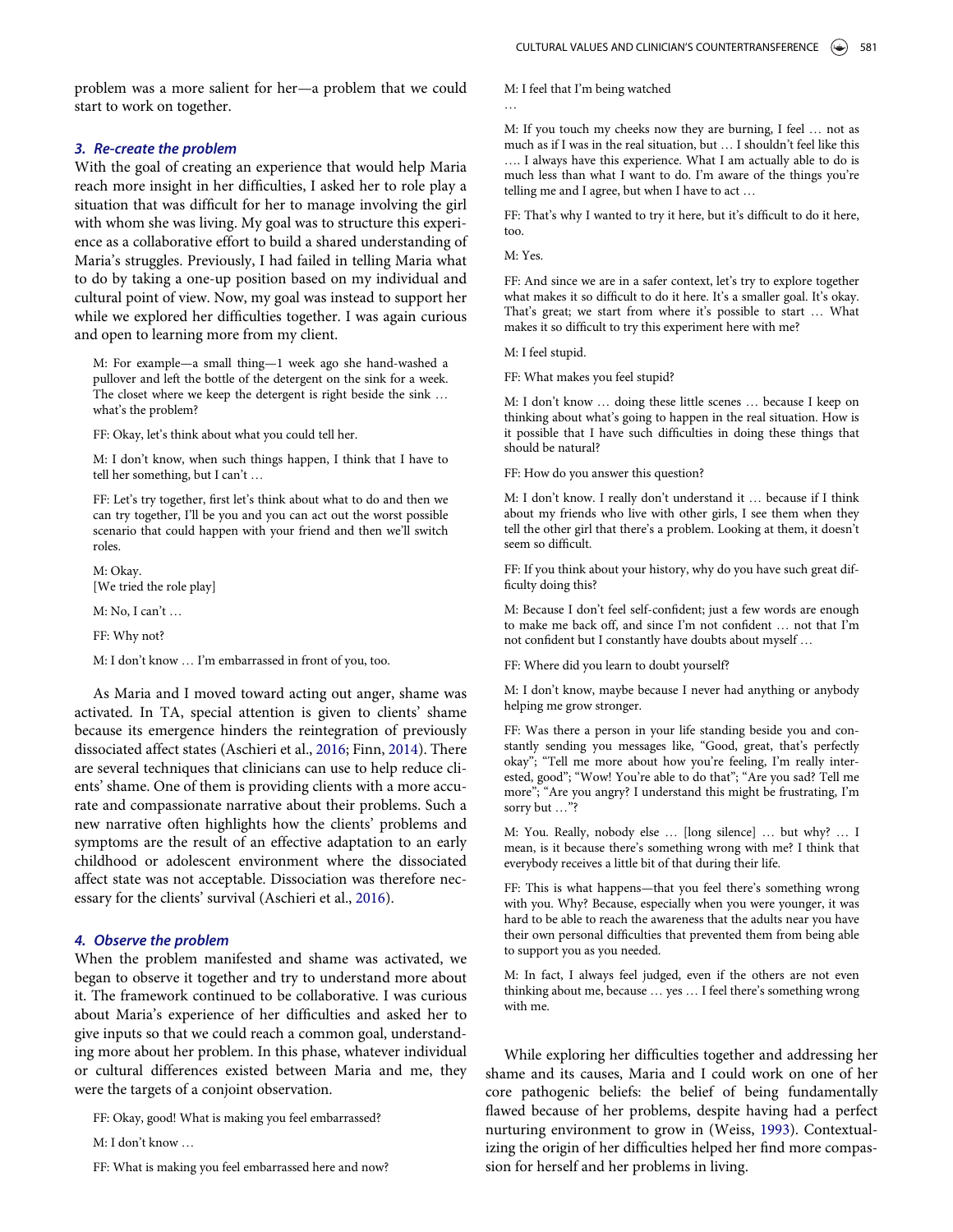problem was a more salient for her—a problem that we could start to work on together.

### *3. Re-create the problem*

With the goal of creating an experience that would help Maria reach more insight in her difficulties, I asked her to role play a situation that was difficult for her to manage involving the girl with whom she was living. My goal was to structure this experience as a collaborative effort to build a shared understanding of Maria's struggles. Previously, I had failed in telling Maria what to do by taking a one-up position based on my individual and cultural point of view. Now, my goal was instead to support her while we explored her difficulties together. I was again curious and open to learning more from my client.

> M: For example—a small thing—1 week ago she hand-washed a pullover and left the bottle of the detergent on the sink for a week. The closet where we keep the detergent is right beside the sink … what's the problem?
>
> FF: Okay, let's think about what you could tell her.
>
> M: I don't know, when such things happen, I think that I have to tell her something, but I can't …
>
> FF: Let's try together, first let's think about what to do and then we can try together, I'll be you and you can act out the worst possible scenario that could happen with your friend and then we'll switch roles.
>
> M: Okay.
> [We tried the role play]
>
> M: No, I can't …
>
> FF: Why not?
>
> M: I don't know … I'm embarrassed in front of you, too.

As Maria and I moved toward acting out anger, shame was activated. In TA, special attention is given to clients' shame because its emergence hinders the reintegration of previously dissociated affect states (Aschieri et al., 2016; Finn, 2014). There are several techniques that clinicians can use to help reduce clients' shame. One of them is providing clients with a more accurate and compassionate narrative about their problems. Such a new narrative often highlights how the clients' problems and symptoms are the result of an effective adaptation to an early childhood or adolescent environment where the dissociated affect state was not acceptable. Dissociation was therefore necessary for the clients' survival (Aschieri et al., 2016).

### *4. Observe the problem*

When the problem manifested and shame was activated, we began to observe it together and try to understand more about it. The framework continued to be collaborative. I was curious about Maria's experience of her difficulties and asked her to give inputs so that we could reach a common goal, understanding more about her problem. In this phase, whatever individual or cultural differences existed between Maria and me, they were the targets of a conjoint observation.

> FF: Okay, good! What is making you feel embarrassed?
>
> M: I don't know …
>
> FF: What is making you feel embarrassed here and now?
>
> M: I feel that I'm being watched
>
> …
>
> M: If you touch my cheeks now they are burning, I feel … not as much as if I was in the real situation, but … I shouldn't feel like this …. I always have this experience. What I am actually able to do is much less than what I want to do. I'm aware of the things you're telling me and I agree, but when I have to act …
>
> FF: That's why I wanted to try it here, but it's difficult to do it here, too.
>
> M: Yes.
>
> FF: And since we are in a safer context, let's try to explore together what makes it so difficult to do it here. It's a smaller goal. It's okay. That's great; we start from where it's possible to start … What makes it so difficult to try this experiment here with me?
>
> M: I feel stupid.
>
> FF: What makes you feel stupid?
>
> M: I don't know … doing these little scenes … because I keep on thinking about what's going to happen in the real situation. How is it possible that I have such difficulties in doing these things that should be natural?
>
> FF: How do you answer this question?
>
> M: I don't know. I really don't understand it … because if I think about my friends who live with other girls, I see them when they tell the other girl that there's a problem. Looking at them, it doesn't seem so difficult.
>
> FF: If you think about your history, why do you have such great difficulty doing this?
>
> M: Because I don't feel self-confident; just a few words are enough to make me back off, and since I'm not confident … not that I'm not confident but I constantly have doubts about myself …
>
> FF: Where did you learn to doubt yourself?
>
> M: I don't know, maybe because I never had anything or anybody helping me grow stronger.
>
> FF: Was there a person in your life standing beside you and constantly sending you messages like, "Good, great, that's perfectly okay"; "Tell me more about how you're feeling, I'm really interested, good"; "Wow! You're able to do that"; "Are you sad? Tell me more"; "Are you angry? I understand this might be frustrating, I'm sorry but …"?
>
> M: You. Really, nobody else … [long silence] … but why? … I mean, is it because there's something wrong with me? I think that everybody receives a little bit of that during their life.
>
> FF: This is what happens—that you feel there's something wrong with you. Why? Because, especially when you were younger, it was hard to be able to reach the awareness that the adults near you have their own personal difficulties that prevented them from being able to support you as you needed.
>
> M: In fact, I always feel judged, even if the others are not even thinking about me, because … yes … I feel there's something wrong with me.

While exploring her difficulties together and addressing her shame and its causes, Maria and I could work on one of her core pathogenic beliefs: the belief of being fundamentally flawed because of her problems, despite having had a perfect nurturing environment to grow in (Weiss, 1993). Contextualizing the origin of her difficulties helped her find more compassion for herself and her problems in living.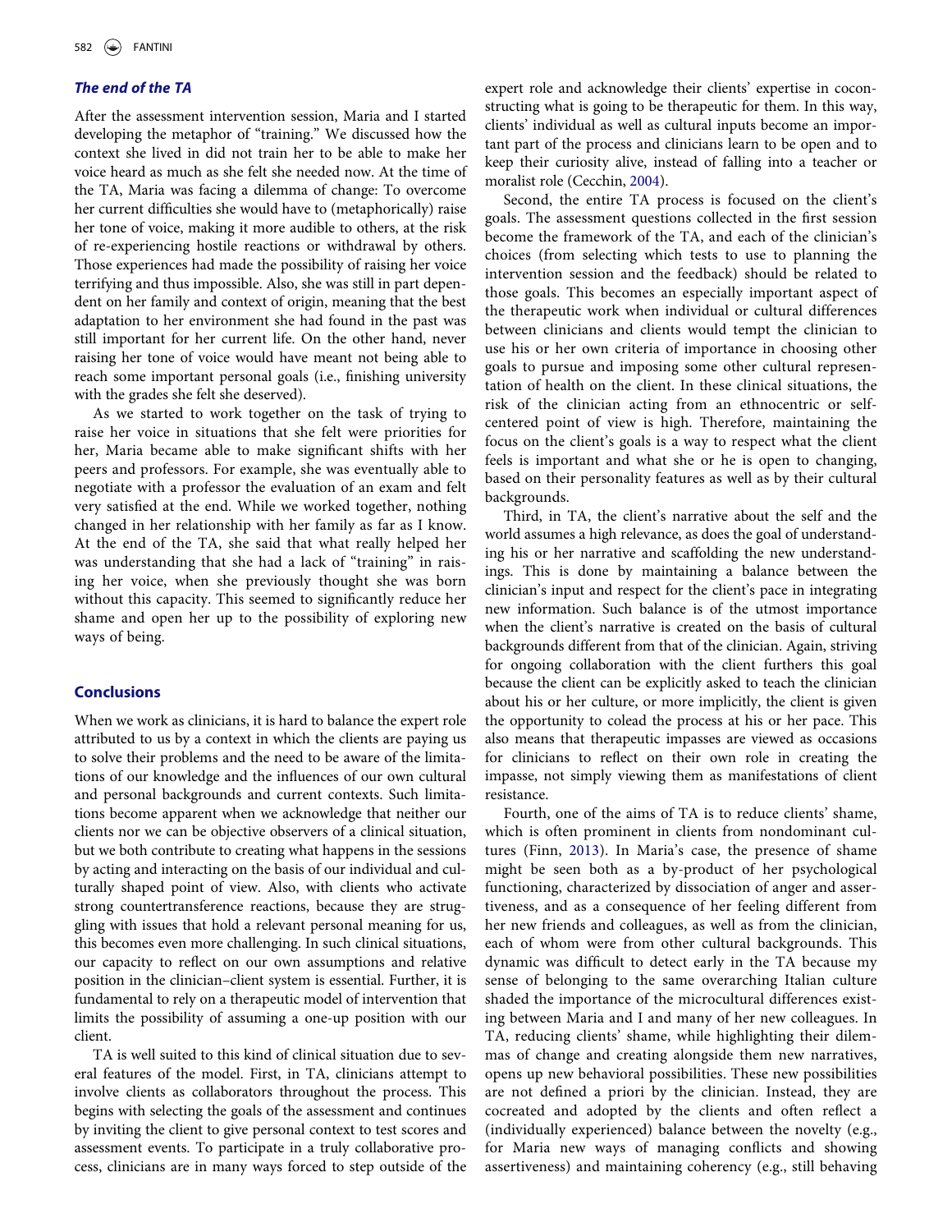### *The end of the TA*

After the assessment intervention session, Maria and I started developing the metaphor of "training." We discussed how the context she lived in did not train her to be able to make her voice heard as much as she felt she needed now. At the time of the TA, Maria was facing a dilemma of change: To overcome her current difficulties she would have to (metaphorically) raise her tone of voice, making it more audible to others, at the risk of re-experiencing hostile reactions or withdrawal by others. Those experiences had made the possibility of raising her voice terrifying and thus impossible. Also, she was still in part dependent on her family and context of origin, meaning that the best adaptation to her environment she had found in the past was still important for her current life. On the other hand, never raising her tone of voice would have meant not being able to reach some important personal goals (i.e., finishing university with the grades she felt she deserved).

As we started to work together on the task of trying to raise her voice in situations that she felt were priorities for her, Maria became able to make significant shifts with her peers and professors. For example, she was eventually able to negotiate with a professor the evaluation of an exam and felt very satisfied at the end. While we worked together, nothing changed in her relationship with her family as far as I know. At the end of the TA, she said that what really helped her was understanding that she had a lack of "training" in raising her voice, when she previously thought she was born without this capacity. This seemed to significantly reduce her shame and open her up to the possibility of exploring new ways of being.

## Conclusions

When we work as clinicians, it is hard to balance the expert role attributed to us by a context in which the clients are paying us to solve their problems and the need to be aware of the limitations of our knowledge and the influences of our own cultural and personal backgrounds and current contexts. Such limitations become apparent when we acknowledge that neither our clients nor we can be objective observers of a clinical situation, but we both contribute to creating what happens in the sessions by acting and interacting on the basis of our individual and culturally shaped point of view. Also, with clients who activate strong countertransference reactions, because they are struggling with issues that hold a relevant personal meaning for us, this becomes even more challenging. In such clinical situations, our capacity to reflect on our own assumptions and relative position in the clinician–client system is essential. Further, it is fundamental to rely on a therapeutic model of intervention that limits the possibility of assuming a one-up position with our client.

TA is well suited to this kind of clinical situation due to several features of the model. First, in TA, clinicians attempt to involve clients as collaborators throughout the process. This begins with selecting the goals of the assessment and continues by inviting the client to give personal context to test scores and assessment events. To participate in a truly collaborative process, clinicians are in many ways forced to step outside of the expert role and acknowledge their clients' expertise in coconstructing what is going to be therapeutic for them. In this way, clients' individual as well as cultural inputs become an important part of the process and clinicians learn to be open and to keep their curiosity alive, instead of falling into a teacher or moralist role (Cecchin, 2004).

Second, the entire TA process is focused on the client's goals. The assessment questions collected in the first session become the framework of the TA, and each of the clinician's choices (from selecting which tests to use to planning the intervention session and the feedback) should be related to those goals. This becomes an especially important aspect of the therapeutic work when individual or cultural differences between clinicians and clients would tempt the clinician to use his or her own criteria of importance in choosing other goals to pursue and imposing some other cultural representation of health on the client. In these clinical situations, the risk of the clinician acting from an ethnocentric or self-centered point of view is high. Therefore, maintaining the focus on the client's goals is a way to respect what the client feels is important and what she or he is open to changing, based on their personality features as well as by their cultural backgrounds.

Third, in TA, the client's narrative about the self and the world assumes a high relevance, as does the goal of understanding his or her narrative and scaffolding the new understandings. This is done by maintaining a balance between the clinician's input and respect for the client's pace in integrating new information. Such balance is of the utmost importance when the client's narrative is created on the basis of cultural backgrounds different from that of the clinician. Again, striving for ongoing collaboration with the client furthers this goal because the client can be explicitly asked to teach the clinician about his or her culture, or more implicitly, the client is given the opportunity to colead the process at his or her pace. This also means that therapeutic impasses are viewed as occasions for clinicians to reflect on their own role in creating the impasse, not simply viewing them as manifestations of client resistance.

Fourth, one of the aims of TA is to reduce clients' shame, which is often prominent in clients from nondominant cultures (Finn, 2013). In Maria's case, the presence of shame might be seen both as a by-product of her psychological functioning, characterized by dissociation of anger and assertiveness, and as a consequence of her feeling different from her new friends and colleagues, as well as from the clinician, each of whom were from other cultural backgrounds. This dynamic was difficult to detect early in the TA because my sense of belonging to the same overarching Italian culture shaded the importance of the microcultural differences existing between Maria and I and many of her new colleagues. In TA, reducing clients' shame, while highlighting their dilemmas of change and creating alongside them new narratives, opens up new behavioral possibilities. These new possibilities are not defined a priori by the clinician. Instead, they are cocreated and adopted by the clients and often reflect a (individually experienced) balance between the novelty (e.g., for Maria new ways of managing conflicts and showing assertiveness) and maintaining coherency (e.g., still behaving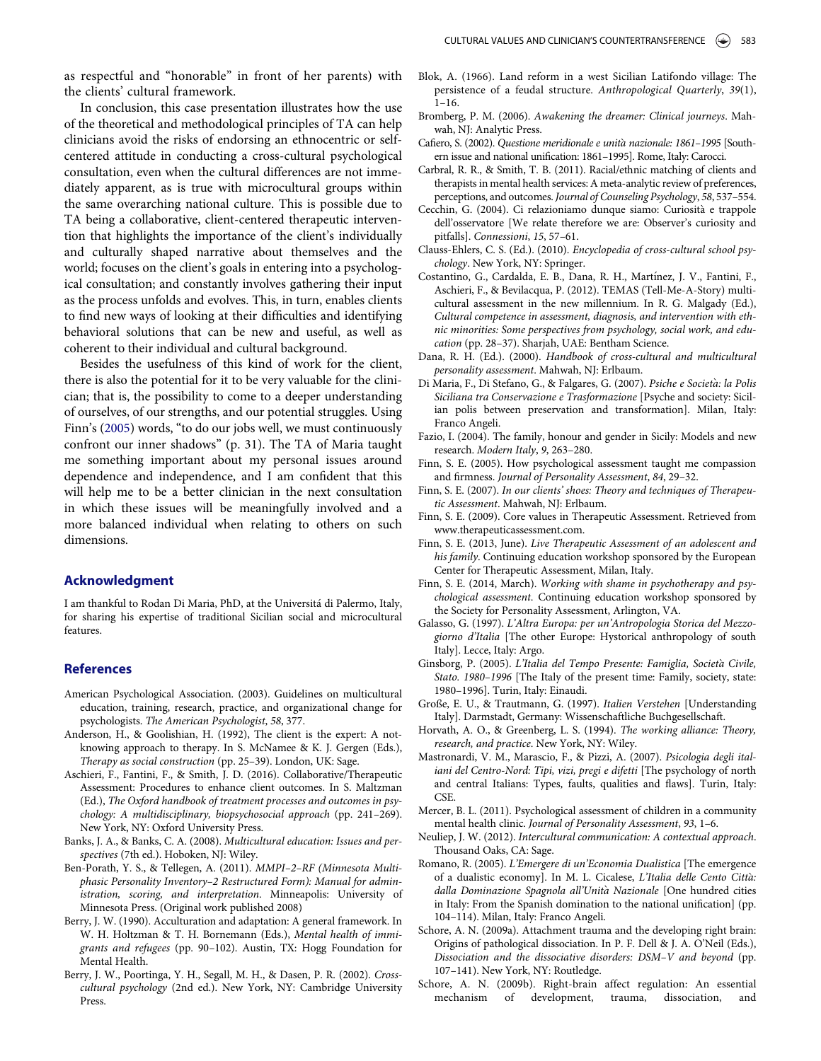as respectful and "honorable" in front of her parents) with the clients' cultural framework.

In conclusion, this case presentation illustrates how the use of the theoretical and methodological principles of TA can help clinicians avoid the risks of endorsing an ethnocentric or self-centered attitude in conducting a cross-cultural psychological consultation, even when the cultural differences are not immediately apparent, as is true with microcultural groups within the same overarching national culture. This is possible due to TA being a collaborative, client-centered therapeutic intervention that highlights the importance of the client's individually and culturally shaped narrative about themselves and the world; focuses on the client's goals in entering into a psychological consultation; and constantly involves gathering their input as the process unfolds and evolves. This, in turn, enables clients to find new ways of looking at their difficulties and identifying behavioral solutions that can be new and useful, as well as coherent to their individual and cultural background.

Besides the usefulness of this kind of work for the client, there is also the potential for it to be very valuable for the clinician; that is, the possibility to come to a deeper understanding of ourselves, of our strengths, and our potential struggles. Using Finn's (2005) words, "to do our jobs well, we must continuously confront our inner shadows" (p. 31). The TA of Maria taught me something important about my personal issues around dependence and independence, and I am confident that this will help me to be a better clinician in the next consultation in which these issues will be meaningfully involved and a more balanced individual when relating to others on such dimensions.

## Acknowledgment

I am thankful to Rodan Di Maria, PhD, at the Universitá di Palermo, Italy, for sharing his expertise of traditional Sicilian social and microcultural features.

## References

American Psychological Association. (2003). Guidelines on multicultural education, training, research, practice, and organizational change for psychologists. *The American Psychologist*, *58*, 377.

Anderson, H., & Goolishian, H. (1992), The client is the expert: A not-knowing approach to therapy. In S. McNamee & K. J. Gergen (Eds.), *Therapy as social construction* (pp. 25–39). London, UK: Sage.

Aschieri, F., Fantini, F., & Smith, J. D. (2016). Collaborative/Therapeutic Assessment: Procedures to enhance client outcomes. In S. Maltzman (Ed.), *The Oxford handbook of treatment processes and outcomes in psychology: A multidisciplinary, biopsychosocial approach* (pp. 241–269). New York, NY: Oxford University Press.

Banks, J. A., & Banks, C. A. (2008). *Multicultural education: Issues and perspectives* (7th ed.). Hoboken, NJ: Wiley.

Ben-Porath, Y. S., & Tellegen, A. (2011). *MMPI–2–RF (Minnesota Multiphasic Personality Inventory–2 Restructured Form): Manual for administration, scoring, and interpretation*. Minneapolis: University of Minnesota Press. (Original work published 2008)

Berry, J. W. (1990). Acculturation and adaptation: A general framework. In W. H. Holtzman & T. H. Bornemann (Eds.), *Mental health of immigrants and refugees* (pp. 90–102). Austin, TX: Hogg Foundation for Mental Health.

Berry, J. W., Poortinga, Y. H., Segall, M. H., & Dasen, P. R. (2002). *Cross-cultural psychology* (2nd ed.). New York, NY: Cambridge University Press.

Blok, A. (1966). Land reform in a west Sicilian Latifondo village: The persistence of a feudal structure. *Anthropological Quarterly*, *39*(1), 1–16.

Bromberg, P. M. (2006). *Awakening the dreamer: Clinical journeys*. Mahwah, NJ: Analytic Press.

Cafiero, S. (2002). *Questione meridionale e unità nazionale: 1861–1995* [Southern issue and national unification: 1861–1995]. Rome, Italy: Carocci.

Cabral, R. R., & Smith, T. B. (2011). Racial/ethnic matching of clients and therapists in mental health services: A meta-analytic review of preferences, perceptions, and outcomes. *Journal of Counseling Psychology*, *58*, 537–554.

Cecchin, G. (2004). Ci relazioniamo dunque siamo: Curiosità e trappole dell'osservatore [We relate therefore we are: Observer's curiosity and pitfalls]. *Connessioni*, *15*, 57–61.

Clauss-Ehlers, C. S. (Ed.). (2010). *Encyclopedia of cross-cultural school psychology*. New York, NY: Springer.

Costantino, G., Cardalda, E. B., Dana, R. H., Martínez, J. V., Fantini, F., Aschieri, F., & Bevilacqua, P. (2012). TEMAS (Tell-Me-A-Story) multicultural assessment in the new millennium. In R. G. Malgady (Ed.), *Cultural competence in assessment, diagnosis, and intervention with ethnic minorities: Some perspectives from psychology, social work, and education* (pp. 28–37). Sharjah, UAE: Bentham Science.

Dana, R. H. (Ed.). (2000). *Handbook of cross-cultural and multicultural personality assessment*. Mahwah, NJ: Erlbaum.

Di Maria, F., Di Stefano, G., & Falgares, G. (2007). *Psiche e Società: la Polis Siciliana tra Conservazione e Trasformazione* [Psyche and society: Sicilian polis between preservation and transformation]. Milan, Italy: Franco Angeli.

Fazio, I. (2004). The family, honour and gender in Sicily: Models and new research. *Modern Italy*, *9*, 263–280.

Finn, S. E. (2005). How psychological assessment taught me compassion and firmness. *Journal of Personality Assessment*, *84*, 29–32.

Finn, S. E. (2007). *In our clients' shoes: Theory and techniques of Therapeutic Assessment*. Mahwah, NJ: Erlbaum.

Finn, S. E. (2009). Core values in Therapeutic Assessment. Retrieved from www.therapeuticassessment.com.

Finn, S. E. (2013, June). *Live Therapeutic Assessment of an adolescent and his family*. Continuing education workshop sponsored by the European Center for Therapeutic Assessment, Milan, Italy.

Finn, S. E. (2014, March). *Working with shame in psychotherapy and psychological assessment*. Continuing education workshop sponsored by the Society for Personality Assessment, Arlington, VA.

Galasso, G. (1997). *L'Altra Europa: per un'Antropologia Storica del Mezzogiorno d'Italia* [The other Europe: Hystorical anthropology of south Italy]. Lecce, Italy: Argo.

Ginsborg, P. (2005). *L'Italia del Tempo Presente: Famiglia, Società Civile, Stato. 1980–1996* [The Italy of the present time: Family, society, state: 1980–1996]. Turin, Italy: Einaudi.

Große, E. U., & Trautmann, G. (1997). *Italien Verstehen* [Understanding Italy]. Darmstadt, Germany: Wissenschaftliche Buchgesellschaft.

Horvath, A. O., & Greenberg, L. S. (1994). *The working alliance: Theory, research, and practice*. New York, NY: Wiley.

Mastronardi, V. M., Marascio, F., & Pizzi, A. (2007). *Psicologia degli italiani del Centro-Nord: Tipi, vizi, pregi e difetti* [The psychology of north and central Italians: Types, faults, qualities and flaws]. Turin, Italy: CSE.

Mercer, B. L. (2011). Psychological assessment of children in a community mental health clinic. *Journal of Personality Assessment*, *93*, 1–6.

Neuliep, J. W. (2012). *Intercultural communication: A contextual approach*. Thousand Oaks, CA: Sage.

Romano, R. (2005). *L'Emergere di un'Economia Dualistica* [The emergence of a dualistic economy]. In M. L. Cicalese, *L'Italia delle Cento Città: dalla Dominazione Spagnola all'Unità Nazionale* [One hundred cities in Italy: From the Spanish domination to the national unification] (pp. 104–114). Milan, Italy: Franco Angeli.

Schore, A. N. (2009a). Attachment trauma and the developing right brain: Origins of pathological dissociation. In P. F. Dell & J. A. O'Neil (Eds.), *Dissociation and the dissociative disorders: DSM–V and beyond* (pp. 107–141). New York, NY: Routledge.

Schore, A. N. (2009b). Right-brain affect regulation: An essential mechanism of development, trauma, dissociation, and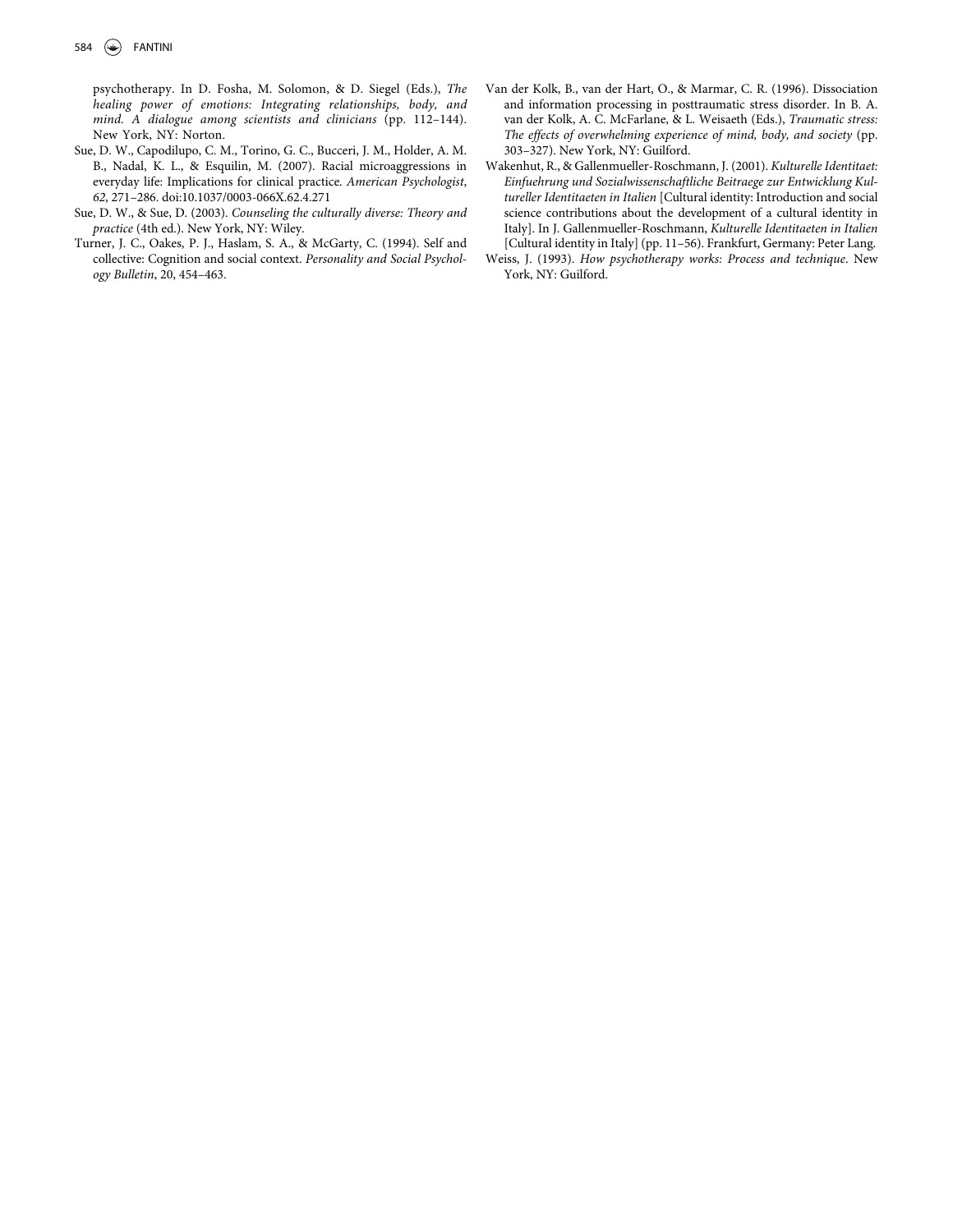psychotherapy. In D. Fosha, M. Solomon, & D. Siegel (Eds.), *The healing power of emotions: Integrating relationships, body, and mind. A dialogue among scientists and clinicians* (pp. 112–144). New York, NY: Norton.

Sue, D. W., Capodilupo, C. M., Torino, G. C., Bucceri, J. M., Holder, A. M. B., Nadal, K. L., & Esquilin, M. (2007). Racial microaggressions in everyday life: Implications for clinical practice. *American Psychologist*, *62*, 271–286. doi:10.1037/0003-066X.62.4.271

Sue, D. W., & Sue, D. (2003). *Counseling the culturally diverse: Theory and practice* (4th ed.). New York, NY: Wiley.

Turner, J. C., Oakes, P. J., Haslam, S. A., & McGarty, C. (1994). Self and collective: Cognition and social context. *Personality and Social Psychology Bulletin*, 20, 454–463.

Van der Kolk, B., van der Hart, O., & Marmar, C. R. (1996). Dissociation and information processing in posttraumatic stress disorder. In B. A. van der Kolk, A. C. McFarlane, & L. Weisaeth (Eds.), *Traumatic stress: The effects of overwhelming experience of mind, body, and society* (pp. 303–327). New York, NY: Guilford.

Wakenhut, R., & Gallenmueller-Roschmann, J. (2001). *Kulturelle Identitaet: Einfuehrung und Sozialwissenschaftliche Beitraege zur Entwicklung Kultureller Identitaeten in Italien* [Cultural identity: Introduction and social science contributions about the development of a cultural identity in Italy]. In J. Gallenmueller-Roschmann, *Kulturelle Identitaeten in Italien* [Cultural identity in Italy] (pp. 11–56). Frankfurt, Germany: Peter Lang.

Weiss, J. (1993). *How psychotherapy works: Process and technique*. New York, NY: Guilford.